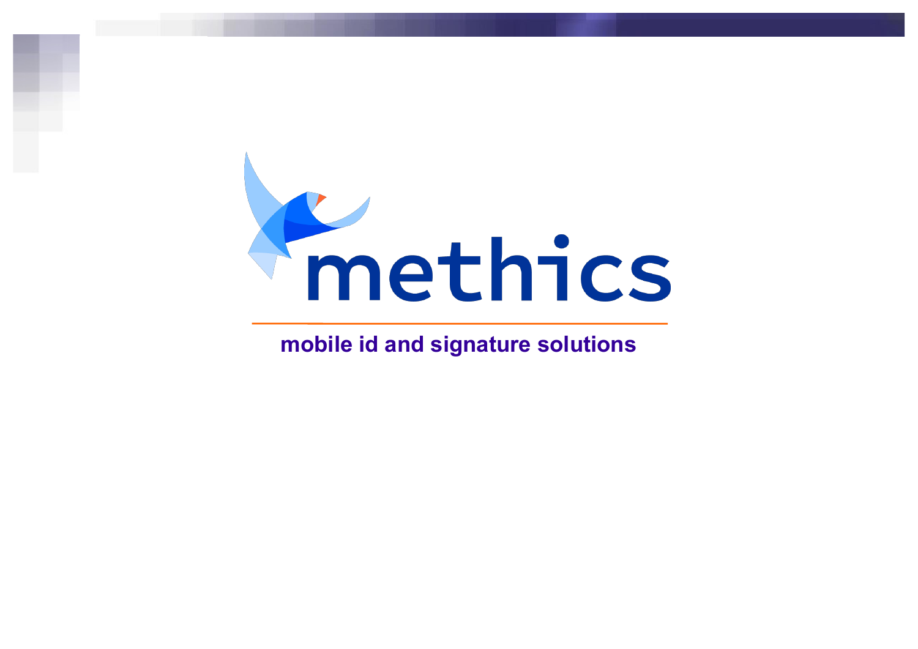# methics

**mobile id and signature solutions**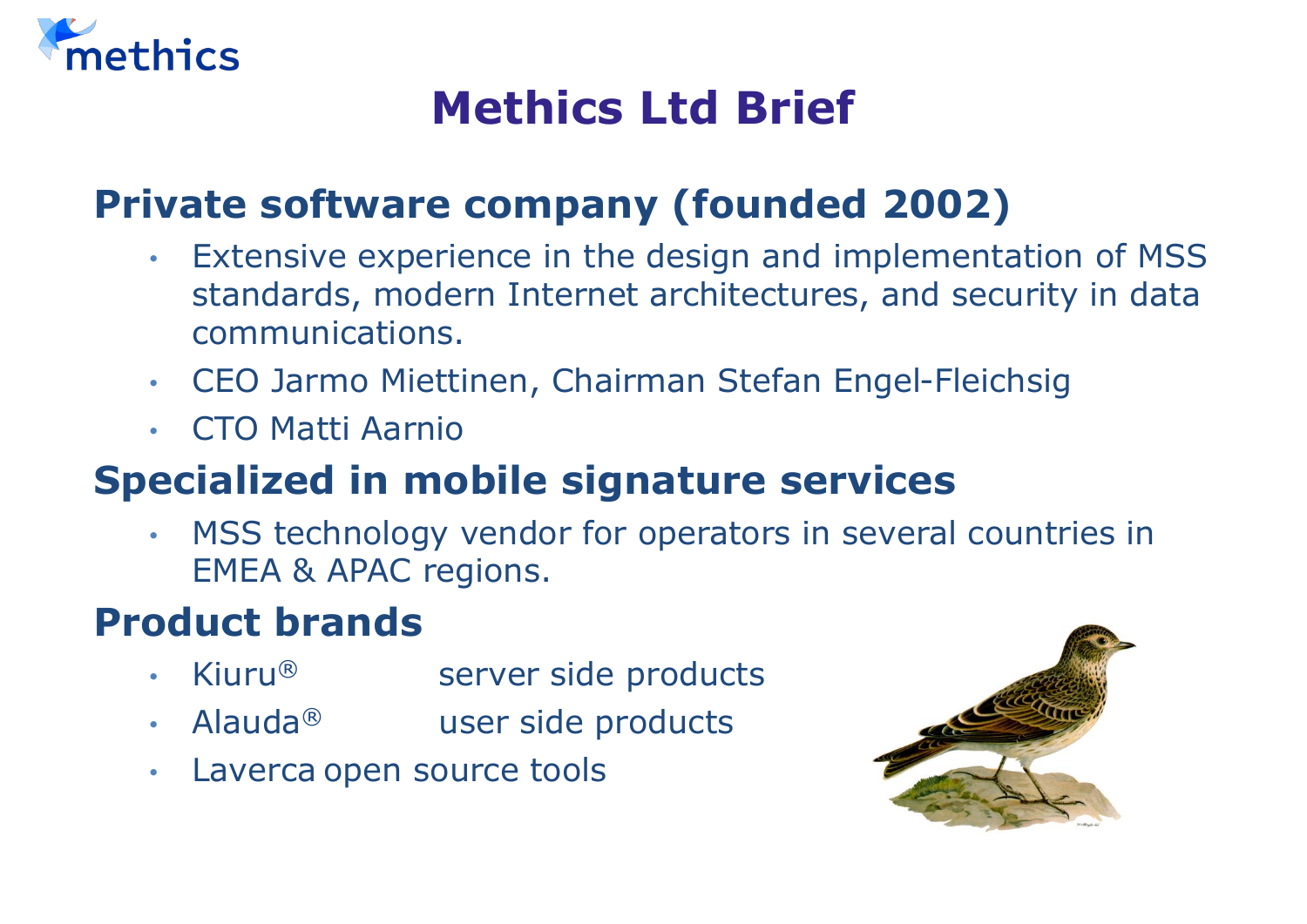# Methics Ltd Brief

## Private software company (founded 2002)

- Extensive experience in the design and implementation of MSS standards, modern Internet architectures, and security in data communications.
- CEO Jarmo Miettinen, Chairman Stefan Engel-Fleichsig
- CTO Matti Aarnio

## Specialized in mobile signature services

- MSS technology vendor for operators in several countries in EMEA & APAC regions.

## Product brands

- Kiuru® server side products
- Alauda® user side products
- Laverca open source tools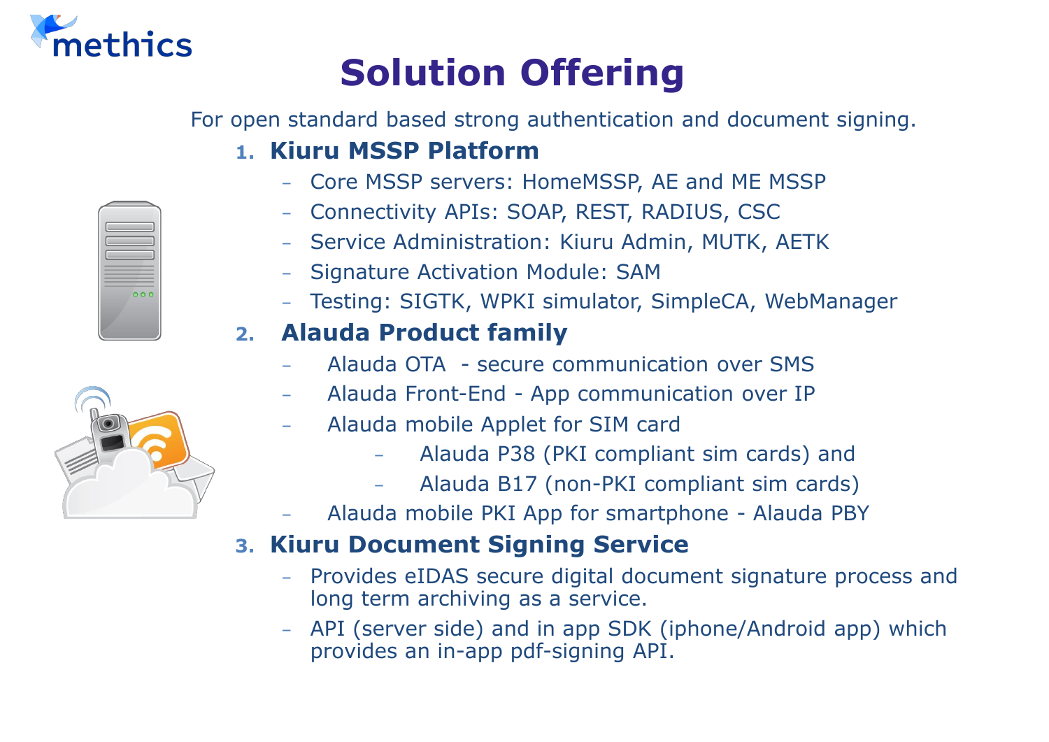# Solution Offering

For open standard based strong authentication and document signing.

1. **Kiuru MSSP Platform**
   - Core MSSP servers: HomeMSSP, AE and ME MSSP
   - Connectivity APIs: SOAP, REST, RADIUS, CSC
   - Service Administration: Kiuru Admin, MUTK, AETK
   - Signature Activation Module: SAM
   - Testing: SIGTK, WPKI simulator, SimpleCA, WebManager
2. **Alauda Product family**
   - Alauda OTA - secure communication over SMS
   - Alauda Front-End - App communication over IP
   - Alauda mobile Applet for SIM card
     - Alauda P38 (PKI compliant sim cards) and
     - Alauda B17 (non-PKI compliant sim cards)
   - Alauda mobile PKI App for smartphone - Alauda PBY
3. **Kiuru Document Signing Service**
   - Provides eIDAS secure digital document signature process and long term archiving as a service.
   - API (server side) and in app SDK (iphone/Android app) which provides an in-app pdf-signing API.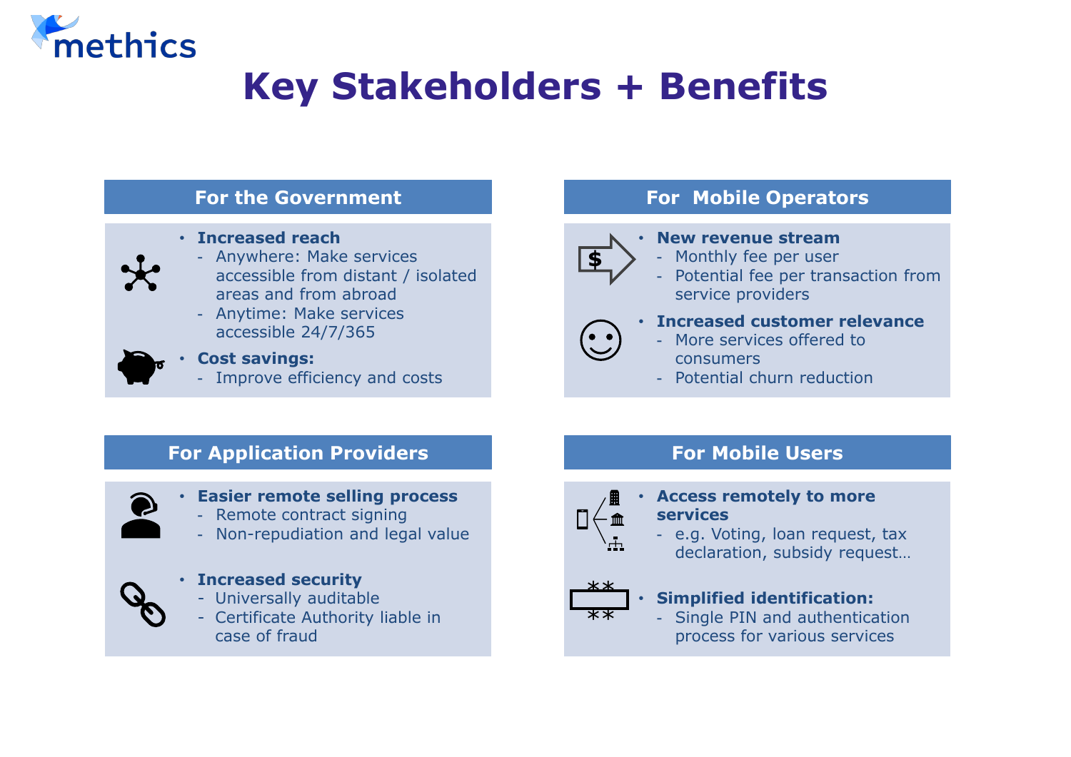# Key Stakeholders + Benefits

## For the Government

- **Increased reach**
  - Anywhere: Make services accessible from distant / isolated areas and from abroad
  - Anytime: Make services accessible 24/7/365
- **Cost savings:**
  - Improve efficiency and costs

## For Mobile Operators

- **New revenue stream**
  - Monthly fee per user
  - Potential fee per transaction from service providers
- **Increased customer relevance**
  - More services offered to consumers
  - Potential churn reduction

## For Application Providers

- **Easier remote selling process**
  - Remote contract signing
  - Non-repudiation and legal value
- **Increased security**
  - Universally auditable
  - Certificate Authority liable in case of fraud

## For Mobile Users

- **Access remotely to more services**
  - e.g. Voting, loan request, tax declaration, subsidy request…
- **Simplified identification:**
  - Single PIN and authentication process for various services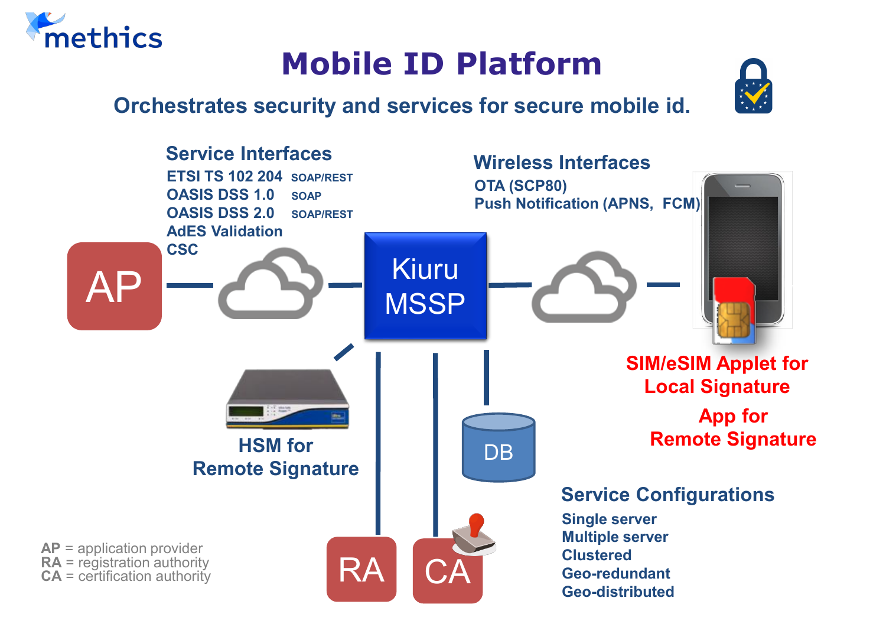# Mobile ID Platform

## Orchestrates security and services for secure mobile id.

### Service Interfaces

- ETSI TS 102 204 SOAP/REST
- OASIS DSS 1.0 SOAP
- OASIS DSS 2.0 SOAP/REST
- AdES Validation
- CSC

### Wireless Interfaces

- OTA (SCP80)
- Push Notification (APNS, FCM)

AP

Kiuru MSSP

HSM for Remote Signature

DB

RA

CA

SIM/eSIM Applet for Local Signature

App for Remote Signature

### Service Configurations

- Single server
- Multiple server
- Clustered
- Geo-redundant
- Geo-distributed

**AP** = application provider
**RA** = registration authority
**CA** = certification authority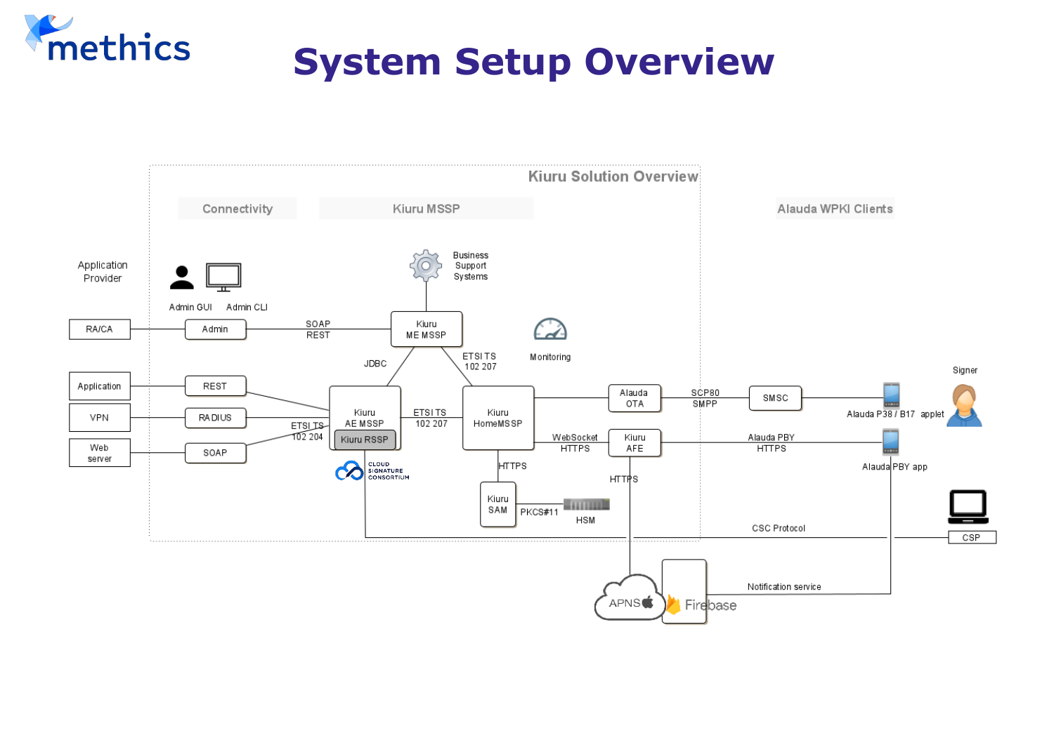# System Setup Overview

Kiuru Solution Overview

Connectivity

Kiuru MSSP

Alauda WPKI Clients

Application Provider

Admin GUI

Admin CLI

RA/CA

Admin

SOAP REST

Business Support Systems

Kiuru ME MSSP

Monitoring

JDBC

ETSI TS 102 207

Application

REST

VPN

RADIUS

Web server

SOAP

ETSI TS 102 204

Kiuru AE MSSP

Kiuru RSSP

ETSI TS 102 207

Kiuru HomeMSSP

Alauda OTA

SCP80 SMPP

SMSC

Signer

Alauda P38 / B17 applet

WebSocket HTTPS

Kiuru AFE

Alauda PBY HTTPS

Alauda PBY app

CLOUD SIGNATURE CONSORTIUM

HTTPS

Kiuru SAM

PKCS#11

HSM

HTTPS

CSC Protocol

CSP

APNS

Firebase

Notification service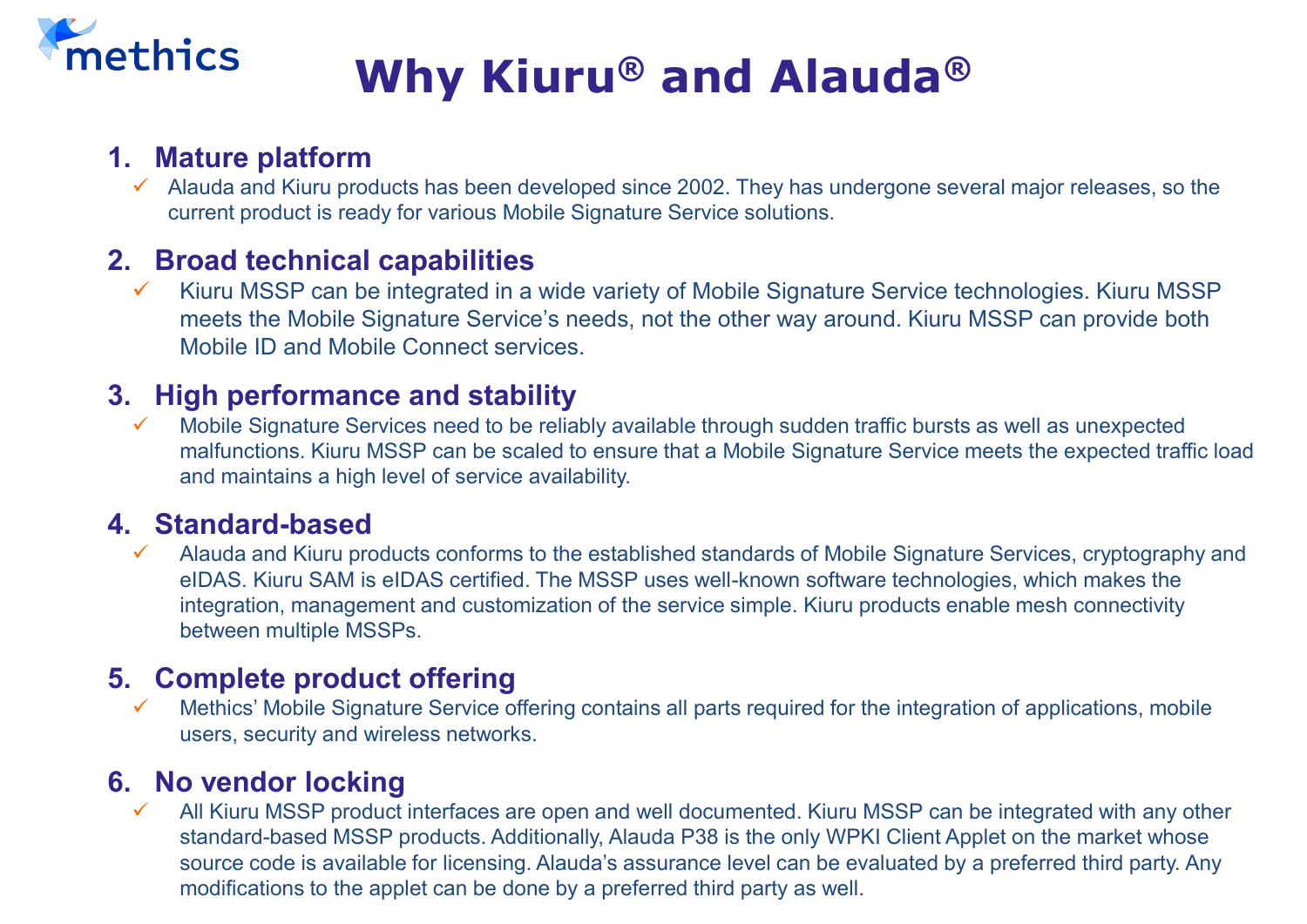# Why Kiuru® and Alauda®

1. **Mature platform**
   - ✓ Alauda and Kiuru products has been developed since 2002. They has undergone several major releases, so the current product is ready for various Mobile Signature Service solutions.

2. **Broad technical capabilities**
   - ✓ Kiuru MSSP can be integrated in a wide variety of Mobile Signature Service technologies. Kiuru MSSP meets the Mobile Signature Service's needs, not the other way around. Kiuru MSSP can provide both Mobile ID and Mobile Connect services.

3. **High performance and stability**
   - ✓ Mobile Signature Services need to be reliably available through sudden traffic bursts as well as unexpected malfunctions. Kiuru MSSP can be scaled to ensure that a Mobile Signature Service meets the expected traffic load and maintains a high level of service availability.

4. **Standard-based**
   - ✓ Alauda and Kiuru products conforms to the established standards of Mobile Signature Services, cryptography and eIDAS. Kiuru SAM is eIDAS certified. The MSSP uses well-known software technologies, which makes the integration, management and customization of the service simple. Kiuru products enable mesh connectivity between multiple MSSPs.

5. **Complete product offering**
   - ✓ Methics' Mobile Signature Service offering contains all parts required for the integration of applications, mobile users, security and wireless networks.

6. **No vendor locking**
   - ✓ All Kiuru MSSP product interfaces are open and well documented. Kiuru MSSP can be integrated with any other standard-based MSSP products. Additionally, Alauda P38 is the only WPKI Client Applet on the market whose source code is available for licensing. Alauda's assurance level can be evaluated by a preferred third party. Any modifications to the applet can be done by a preferred third party as well.